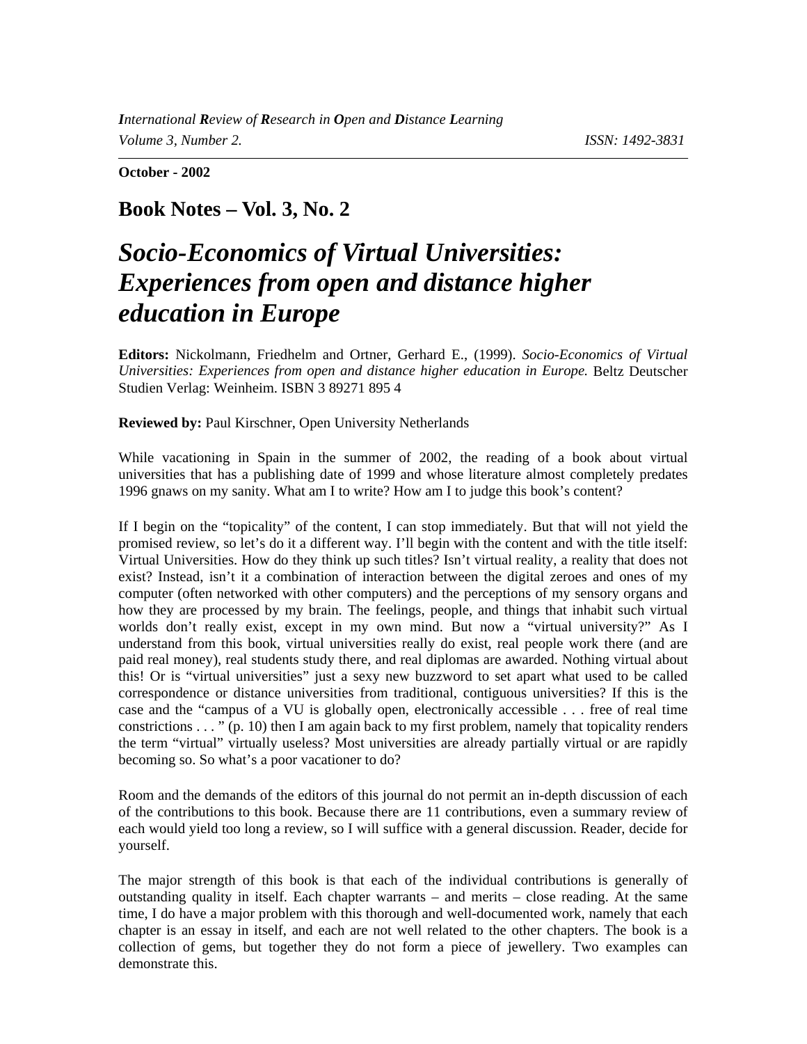**October - 2002**

## Book Notes – Vol. 3, No. 2

# *Socio-Economics of Virtual Universities: Experiences from open and distance higher education in Europe*

**Editors:** Nickolmann, Friedhelm and Ortner, Gerhard E., (1999). *Socio-Economics of Virtual Universities: Experiences from open and distance higher education in Europe.* Beltz Deutscher Studien Verlag: Weinheim. ISBN 3 89271 895 4

**Reviewed by:** Paul Kirschner, Open University Netherlands

While vacationing in Spain in the summer of 2002, the reading of a book about virtual universities that has a publishing date of 1999 and whose literature almost completely predates 1996 gnaws on my sanity. What am I to write? How am I to judge this book's content?

If I begin on the "topicality" of the content, I can stop immediately. But that will not yield the promised review, so let's do it a different way. I'll begin with the content and with the title itself: Virtual Universities. How do they think up such titles? Isn't virtual reality, a reality that does not exist? Instead, isn't it a combination of interaction between the digital zeroes and ones of my computer (often networked with other computers) and the perceptions of my sensory organs and how they are processed by my brain. The feelings, people, and things that inhabit such virtual worlds don't really exist, except in my own mind. But now a "virtual university?" As I understand from this book, virtual universities really do exist, real people work there (and are paid real money), real students study there, and real diplomas are awarded. Nothing virtual about this! Or is "virtual universities" just a sexy new buzzword to set apart what used to be called correspondence or distance universities from traditional, contiguous universities? If this is the case and the "campus of a VU is globally open, electronically accessible . . . free of real time constrictions . . . " (p. 10) then I am again back to my first problem, namely that topicality renders the term "virtual" virtually useless? Most universities are already partially virtual or are rapidly becoming so. So what's a poor vacationer to do?

Room and the demands of the editors of this journal do not permit an in-depth discussion of each of the contributions to this book. Because there are 11 contributions, even a summary review of each would yield too long a review, so I will suffice with a general discussion. Reader, decide for yourself.

The major strength of this book is that each of the individual contributions is generally of outstanding quality in itself. Each chapter warrants – and merits – close reading. At the same time, I do have a major problem with this thorough and well-documented work, namely that each chapter is an essay in itself, and each are not well related to the other chapters. The book is a collection of gems, but together they do not form a piece of jewellery. Two examples can demonstrate this.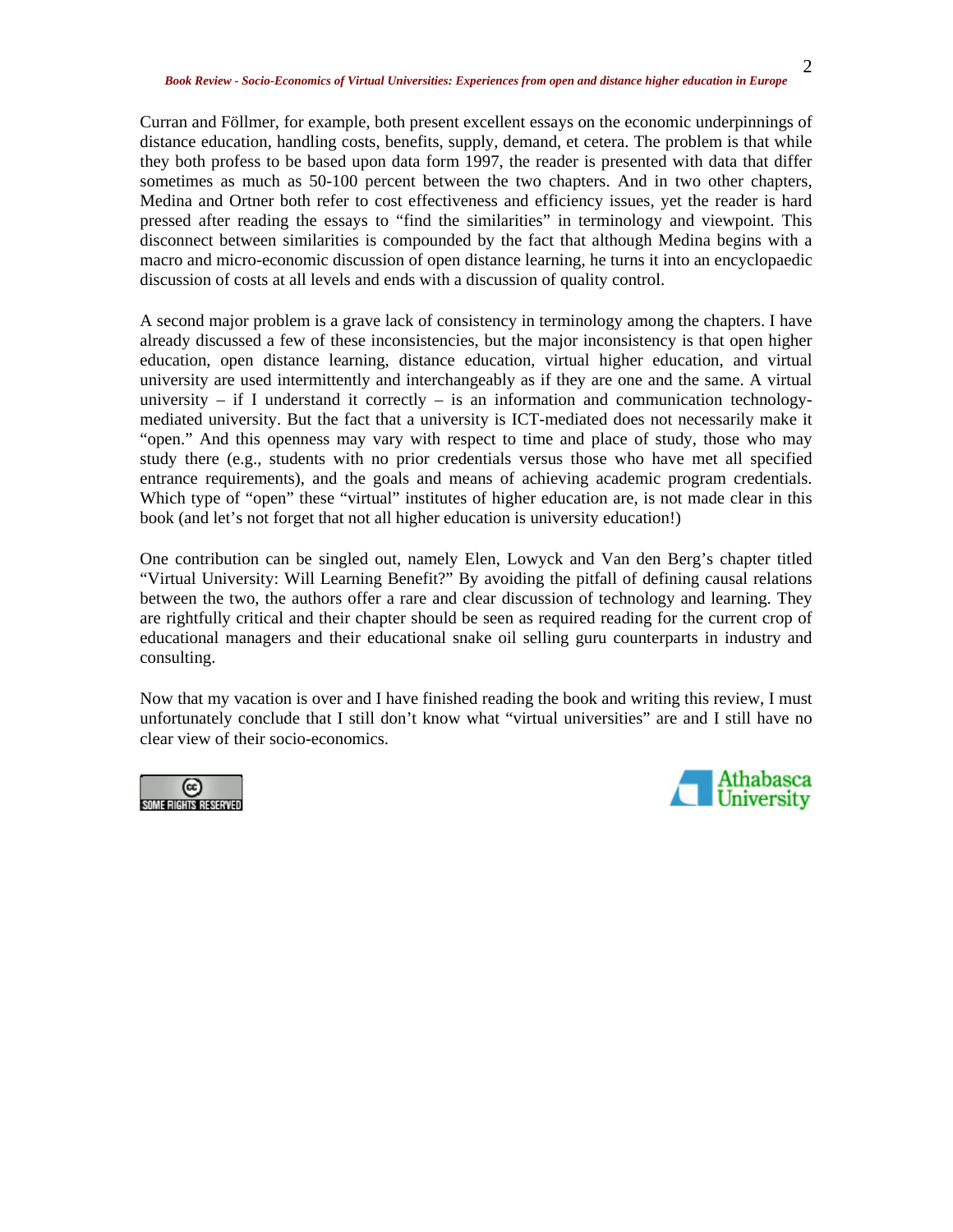Curran and Föllmer, for example, both present excellent essays on the economic underpinnings of distance education, handling costs, benefits, supply, demand, et cetera. The problem is that while they both profess to be based upon data form 1997, the reader is presented with data that differ sometimes as much as 50-100 percent between the two chapters. And in two other chapters, Medina and Ortner both refer to cost effectiveness and efficiency issues, yet the reader is hard pressed after reading the essays to "find the similarities" in terminology and viewpoint. This disconnect between similarities is compounded by the fact that although Medina begins with a macro and micro-economic discussion of open distance learning, he turns it into an encyclopaedic discussion of costs at all levels and ends with a discussion of quality control.

A second major problem is a grave lack of consistency in terminology among the chapters. I have already discussed a few of these inconsistencies, but the major inconsistency is that open higher education, open distance learning, distance education, virtual higher education, and virtual university are used intermittently and interchangeably as if they are one and the same. A virtual university – if I understand it correctly – is an information and communication technology-mediated university. But the fact that a university is ICT-mediated does not necessarily make it "open." And this openness may vary with respect to time and place of study, those who may study there (e.g., students with no prior credentials versus those who have met all specified entrance requirements), and the goals and means of achieving academic program credentials. Which type of "open" these "virtual" institutes of higher education are, is not made clear in this book (and let's not forget that not all higher education is university education!)

One contribution can be singled out, namely Elen, Lowyck and Van den Berg's chapter titled "Virtual University: Will Learning Benefit?" By avoiding the pitfall of defining causal relations between the two, the authors offer a rare and clear discussion of technology and learning. They are rightfully critical and their chapter should be seen as required reading for the current crop of educational managers and their educational snake oil selling guru counterparts in industry and consulting.

Now that my vacation is over and I have finished reading the book and writing this review, I must unfortunately conclude that I still don't know what "virtual universities" are and I still have no clear view of their socio-economics.